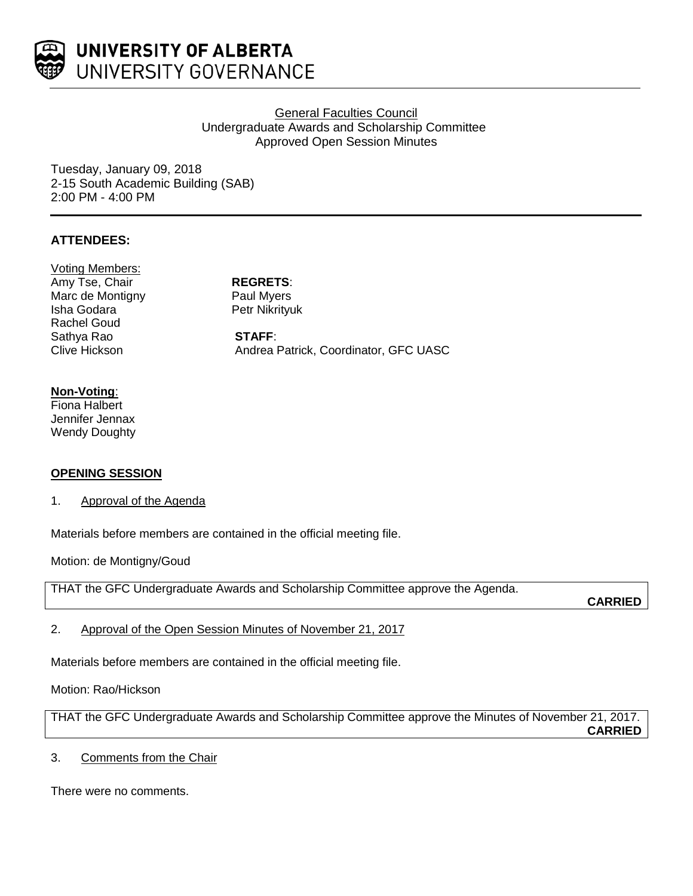**UNIVERSITY OF ALBERTA**
UNIVERSITY GOVERNANCE

General Faculties Council
Undergraduate Awards and Scholarship Committee
Approved Open Session Minutes

Tuesday, January 09, 2018
2-15 South Academic Building (SAB)
2:00 PM - 4:00 PM

## ATTENDEES:

Voting Members:
Amy Tse, Chair
Marc de Montigny
Isha Godara
Rachel Goud
Sathya Rao
Clive Hickson

**REGRETS**:
Paul Myers
Petr Nikrityuk

**STAFF**:
Andrea Patrick, Coordinator, GFC UASC

**Non-Voting**:
Fiona Halbert
Jennifer Jennax
Wendy Doughty

## OPENING SESSION

1. Approval of the Agenda

Materials before members are contained in the official meeting file.

Motion: de Montigny/Goud

THAT the GFC Undergraduate Awards and Scholarship Committee approve the Agenda.

**CARRIED**

2. Approval of the Open Session Minutes of November 21, 2017

Materials before members are contained in the official meeting file.

Motion: Rao/Hickson

THAT the GFC Undergraduate Awards and Scholarship Committee approve the Minutes of November 21, 2017.

**CARRIED**

3. Comments from the Chair

There were no comments.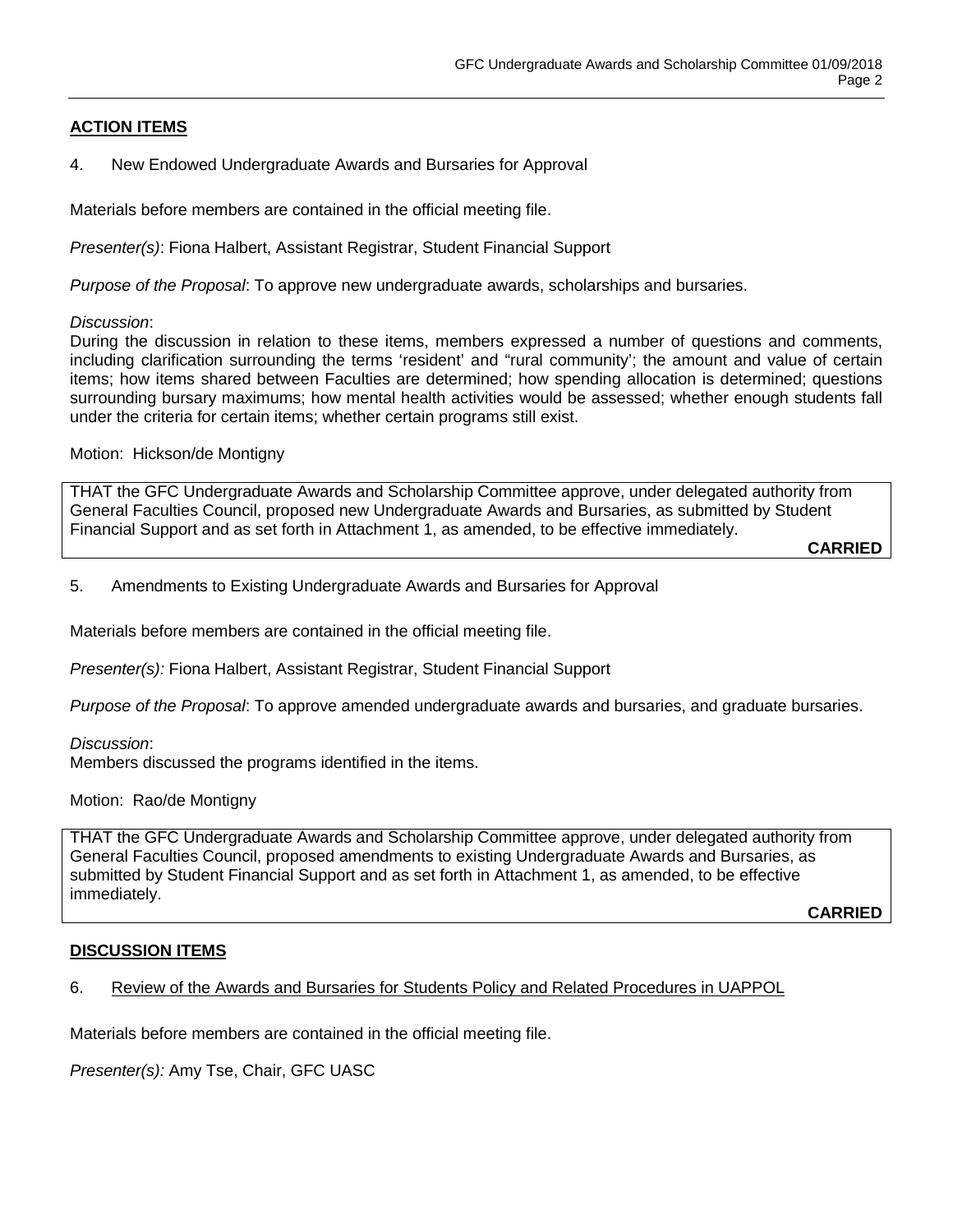## ACTION ITEMS

4. New Endowed Undergraduate Awards and Bursaries for Approval

Materials before members are contained in the official meeting file.

*Presenter(s)*: Fiona Halbert, Assistant Registrar, Student Financial Support

*Purpose of the Proposal*: To approve new undergraduate awards, scholarships and bursaries.

*Discussion*:
During the discussion in relation to these items, members expressed a number of questions and comments, including clarification surrounding the terms 'resident' and "rural community'; the amount and value of certain items; how items shared between Faculties are determined; how spending allocation is determined; questions surrounding bursary maximums; how mental health activities would be assessed; whether enough students fall under the criteria for certain items; whether certain programs still exist.

Motion: Hickson/de Montigny

THAT the GFC Undergraduate Awards and Scholarship Committee approve, under delegated authority from General Faculties Council, proposed new Undergraduate Awards and Bursaries, as submitted by Student Financial Support and as set forth in Attachment 1, as amended, to be effective immediately.

**CARRIED**

5. Amendments to Existing Undergraduate Awards and Bursaries for Approval

Materials before members are contained in the official meeting file.

*Presenter(s):* Fiona Halbert, Assistant Registrar, Student Financial Support

*Purpose of the Proposal*: To approve amended undergraduate awards and bursaries, and graduate bursaries.

*Discussion*:
Members discussed the programs identified in the items.

Motion: Rao/de Montigny

THAT the GFC Undergraduate Awards and Scholarship Committee approve, under delegated authority from General Faculties Council, proposed amendments to existing Undergraduate Awards and Bursaries, as submitted by Student Financial Support and as set forth in Attachment 1, as amended, to be effective immediately.

**CARRIED**

## DISCUSSION ITEMS

6. Review of the Awards and Bursaries for Students Policy and Related Procedures in UAPPOL

Materials before members are contained in the official meeting file.

*Presenter(s):* Amy Tse, Chair, GFC UASC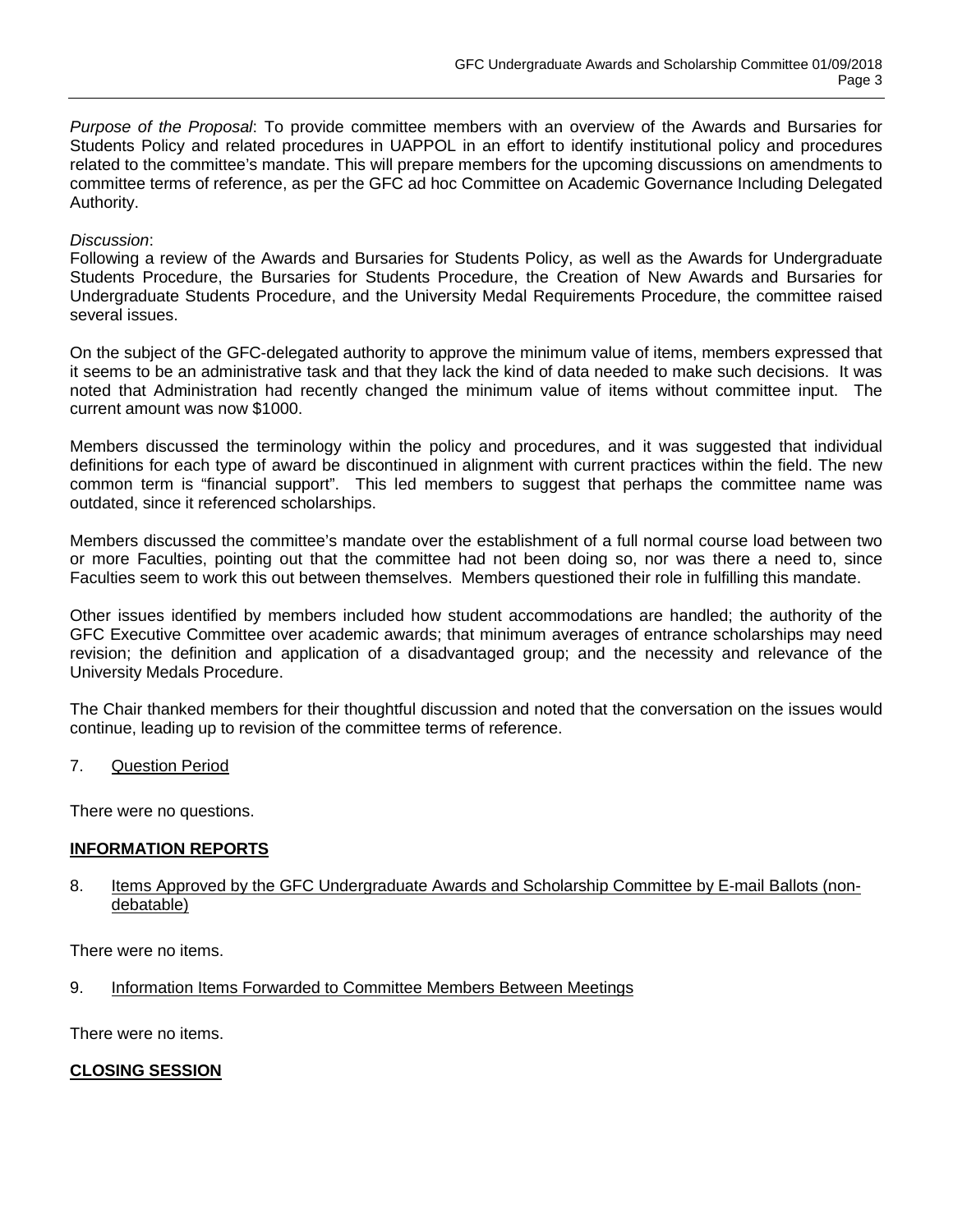*Purpose of the Proposal*: To provide committee members with an overview of the Awards and Bursaries for Students Policy and related procedures in UAPPOL in an effort to identify institutional policy and procedures related to the committee's mandate. This will prepare members for the upcoming discussions on amendments to committee terms of reference, as per the GFC ad hoc Committee on Academic Governance Including Delegated Authority.

*Discussion*:
Following a review of the Awards and Bursaries for Students Policy, as well as the Awards for Undergraduate Students Procedure, the Bursaries for Students Procedure, the Creation of New Awards and Bursaries for Undergraduate Students Procedure, and the University Medal Requirements Procedure, the committee raised several issues.

On the subject of the GFC-delegated authority to approve the minimum value of items, members expressed that it seems to be an administrative task and that they lack the kind of data needed to make such decisions. It was noted that Administration had recently changed the minimum value of items without committee input. The current amount was now $1000.

Members discussed the terminology within the policy and procedures, and it was suggested that individual definitions for each type of award be discontinued in alignment with current practices within the field. The new common term is "financial support". This led members to suggest that perhaps the committee name was outdated, since it referenced scholarships.

Members discussed the committee's mandate over the establishment of a full normal course load between two or more Faculties, pointing out that the committee had not been doing so, nor was there a need to, since Faculties seem to work this out between themselves. Members questioned their role in fulfilling this mandate.

Other issues identified by members included how student accommodations are handled; the authority of the GFC Executive Committee over academic awards; that minimum averages of entrance scholarships may need revision; the definition and application of a disadvantaged group; and the necessity and relevance of the University Medals Procedure.

The Chair thanked members for their thoughtful discussion and noted that the conversation on the issues would continue, leading up to revision of the committee terms of reference.

7. <u>Question Period</u>

There were no questions.

## INFORMATION REPORTS

8. <u>Items Approved by the GFC Undergraduate Awards and Scholarship Committee by E-mail Ballots (non-debatable)</u>

There were no items.

9. <u>Information Items Forwarded to Committee Members Between Meetings</u>

There were no items.

## CLOSING SESSION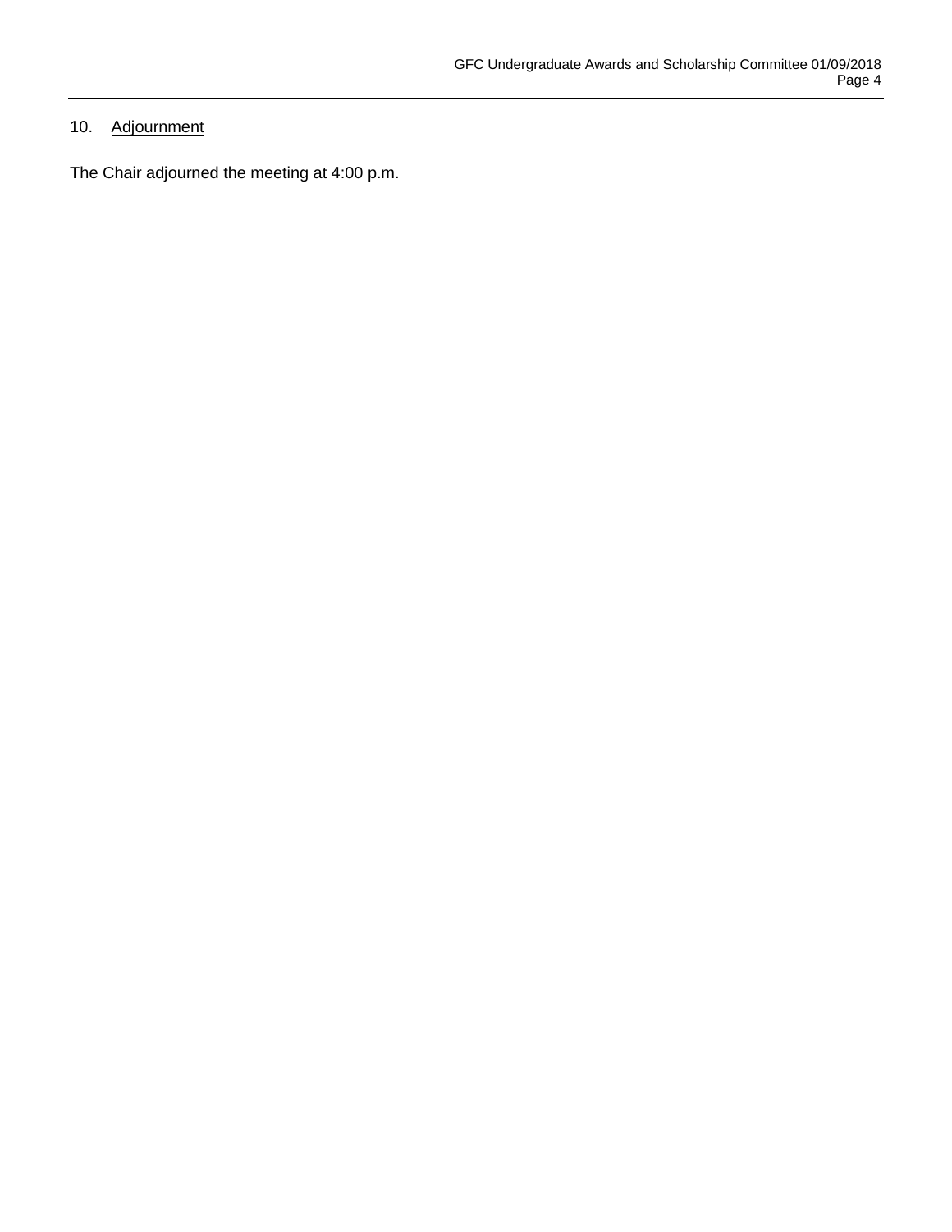## 10. Adjournment

The Chair adjourned the meeting at 4:00 p.m.